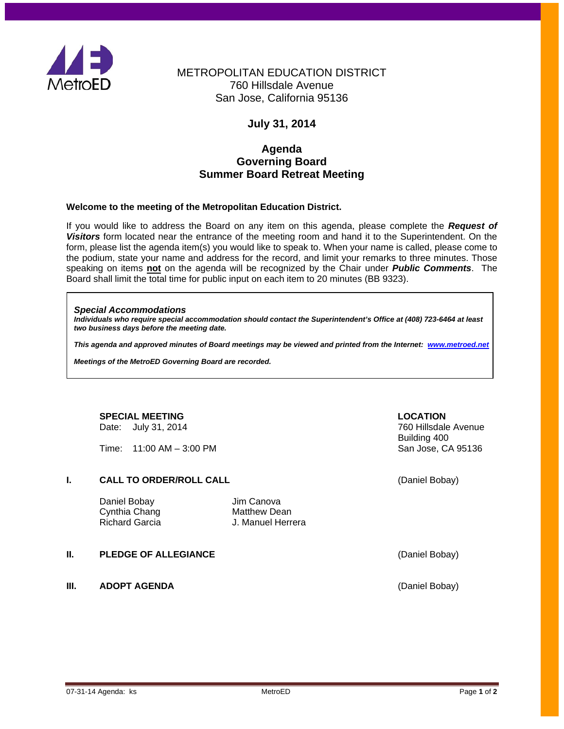METROPOLITAN EDUCATION DISTRICT
760 Hillsdale Avenue
San Jose, California 95136

**July 31, 2014**

# Agenda
# Governing Board
# Summer Board Retreat Meeting

**Welcome to the meeting of the Metropolitan Education District.**

If you would like to address the Board on any item on this agenda, please complete the ***Request of Visitors*** form located near the entrance of the meeting room and hand it to the Superintendent. On the form, please list the agenda item(s) you would like to speak to. When your name is called, please come to the podium, state your name and address for the record, and limit your remarks to three minutes. Those speaking on items **not** on the agenda will be recognized by the Chair under ***Public Comments***. The Board shall limit the total time for public input on each item to 20 minutes (BB 9323).

> ***Special Accommodations***
> ***Individuals who require special accommodation should contact the Superintendent's Office at (408) 723-6464 at least two business days before the meeting date.***
>
> ***This agenda and approved minutes of Board meetings may be viewed and printed from the Internet: www.metroed.net***
>
> ***Meetings of the MetroED Governing Board are recorded.***

**SPECIAL MEETING**
Date: July 31, 2014
Time: 11:00 AM – 3:00 PM

**LOCATION**
760 Hillsdale Avenue
Building 400
San Jose, CA 95136

## I. CALL TO ORDER/ROLL CALL (Daniel Bobay)

Daniel Bobay
Cynthia Chang
Richard Garcia
Jim Canova
Matthew Dean
J. Manuel Herrera

## II. PLEDGE OF ALLEGIANCE (Daniel Bobay)

## III. ADOPT AGENDA (Daniel Bobay)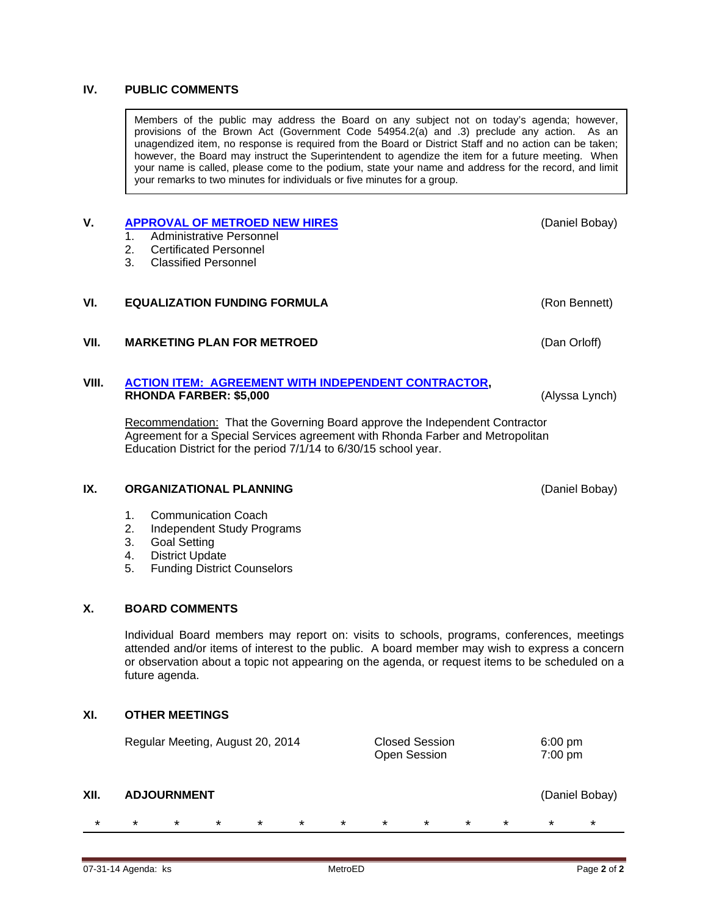## IV. PUBLIC COMMENTS

> Members of the public may address the Board on any subject not on today's agenda; however, provisions of the Brown Act (Government Code 54954.2(a) and .3) preclude any action. As an unagendized item, no response is required from the Board or District Staff and no action can be taken; however, the Board may instruct the Superintendent to agendize the item for a future meeting. When your name is called, please come to the podium, state your name and address for the record, and limit your remarks to two minutes for individuals or five minutes for a group.

## V. APPROVAL OF METROED NEW HIRES (Daniel Bobay)

1. Administrative Personnel
2. Certificated Personnel
3. Classified Personnel

## VI. EQUALIZATION FUNDING FORMULA (Ron Bennett)

## VII. MARKETING PLAN FOR METROED (Dan Orloff)

## VIII. ACTION ITEM: AGREEMENT WITH INDEPENDENT CONTRACTOR, RHONDA FARBER: $5,000 (Alyssa Lynch)

Recommendation: That the Governing Board approve the Independent Contractor Agreement for a Special Services agreement with Rhonda Farber and Metropolitan Education District for the period 7/1/14 to 6/30/15 school year.

## IX. ORGANIZATIONAL PLANNING (Daniel Bobay)

1. Communication Coach
2. Independent Study Programs
3. Goal Setting
4. District Update
5. Funding District Counselors

## X. BOARD COMMENTS

Individual Board members may report on: visits to schools, programs, conferences, meetings attended and/or items of interest to the public. A board member may wish to express a concern or observation about a topic not appearing on the agenda, or request items to be scheduled on a future agenda.

## XI. OTHER MEETINGS

| | | |
|---|---|---|
| Regular Meeting, August 20, 2014 | Closed Session | 6:00 pm |
| | Open Session | 7:00 pm |

## XII. ADJOURNMENT (Daniel Bobay)

* * * * * * * * * * * * *